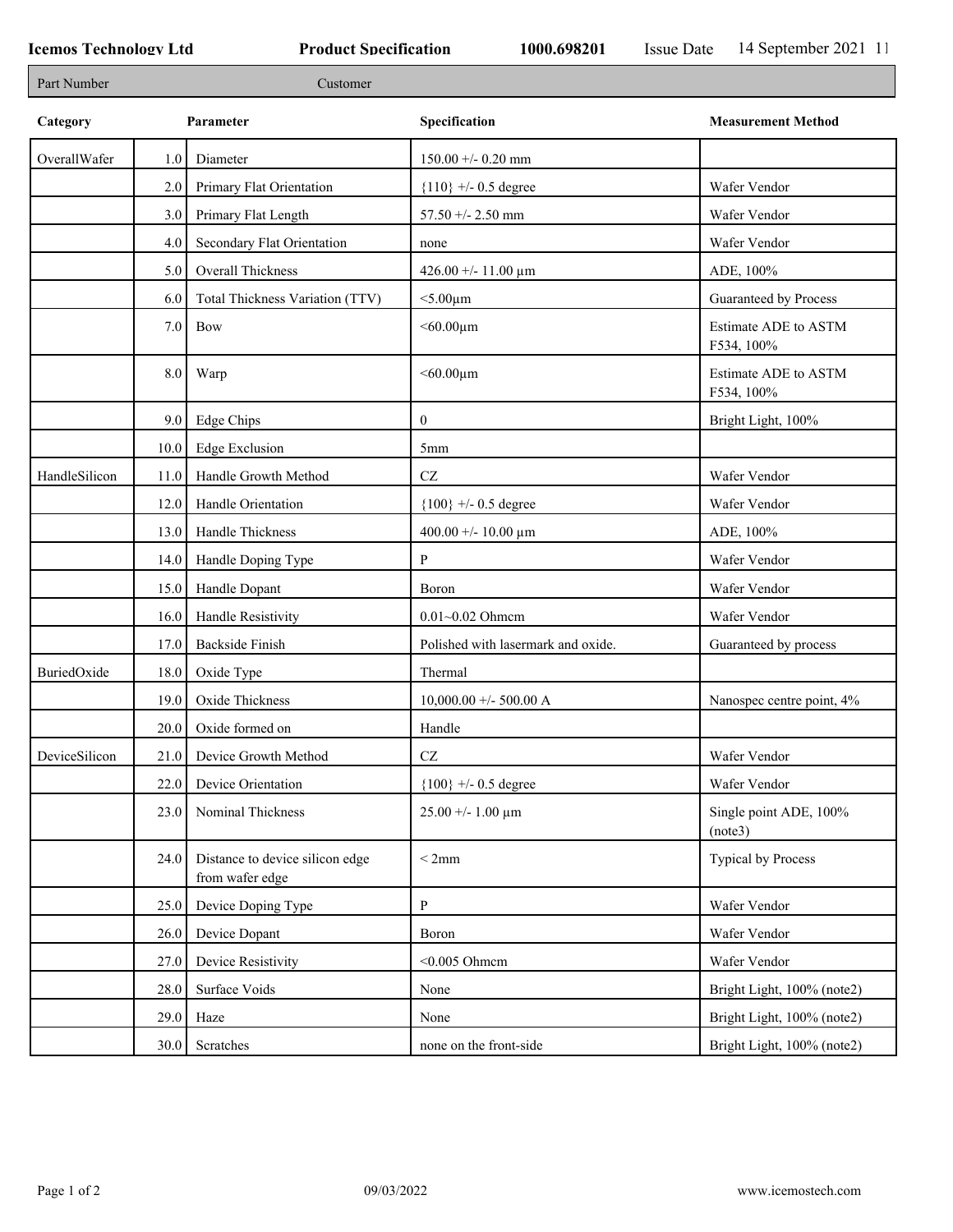**Icemos Technology Ltd** **Product Specification** **1000.698201** Issue Date 14 September 2021 11

| Part Number | Customer |
|---|---|

| Category | | Parameter | Specification | Measurement Method |
|---|---|---|---|---|
| OverallWafer | 1.0 | Diameter | 150.00 +/- 0.20 mm | |
| | 2.0 | Primary Flat Orientation | {110} +/- 0.5 degree | Wafer Vendor |
| | 3.0 | Primary Flat Length | 57.50 +/- 2.50 mm | Wafer Vendor |
| | 4.0 | Secondary Flat Orientation | none | Wafer Vendor |
| | 5.0 | Overall Thickness | 426.00 +/- 11.00 µm | ADE, 100% |
| | 6.0 | Total Thickness Variation (TTV) | <5.00µm | Guaranteed by Process |
| | 7.0 | Bow | <60.00µm | Estimate ADE to ASTM F534, 100% |
| | 8.0 | Warp | <60.00µm | Estimate ADE to ASTM F534, 100% |
| | 9.0 | Edge Chips | 0 | Bright Light, 100% |
| | 10.0 | Edge Exclusion | 5mm | |
| HandleSilicon | 11.0 | Handle Growth Method | CZ | Wafer Vendor |
| | 12.0 | Handle Orientation | {100} +/- 0.5 degree | Wafer Vendor |
| | 13.0 | Handle Thickness | 400.00 +/- 10.00 µm | ADE, 100% |
| | 14.0 | Handle Doping Type | P | Wafer Vendor |
| | 15.0 | Handle Dopant | Boron | Wafer Vendor |
| | 16.0 | Handle Resistivity | 0.01~0.02 Ohmcm | Wafer Vendor |
| | 17.0 | Backside Finish | Polished with lasermark and oxide. | Guaranteed by process |
| BuriedOxide | 18.0 | Oxide Type | Thermal | |
| | 19.0 | Oxide Thickness | 10,000.00 +/- 500.00 A | Nanospec centre point, 4% |
| | 20.0 | Oxide formed on | Handle | |
| DeviceSilicon | 21.0 | Device Growth Method | CZ | Wafer Vendor |
| | 22.0 | Device Orientation | {100} +/- 0.5 degree | Wafer Vendor |
| | 23.0 | Nominal Thickness | 25.00 +/- 1.00 µm | Single point ADE, 100% (note3) |
| | 24.0 | Distance to device silicon edge from wafer edge | < 2mm | Typical by Process |
| | 25.0 | Device Doping Type | P | Wafer Vendor |
| | 26.0 | Device Dopant | Boron | Wafer Vendor |
| | 27.0 | Device Resistivity | <0.005 Ohmcm | Wafer Vendor |
| | 28.0 | Surface Voids | None | Bright Light, 100% (note2) |
| | 29.0 | Haze | None | Bright Light, 100% (note2) |
| | 30.0 | Scratches | none on the front-side | Bright Light, 100% (note2) |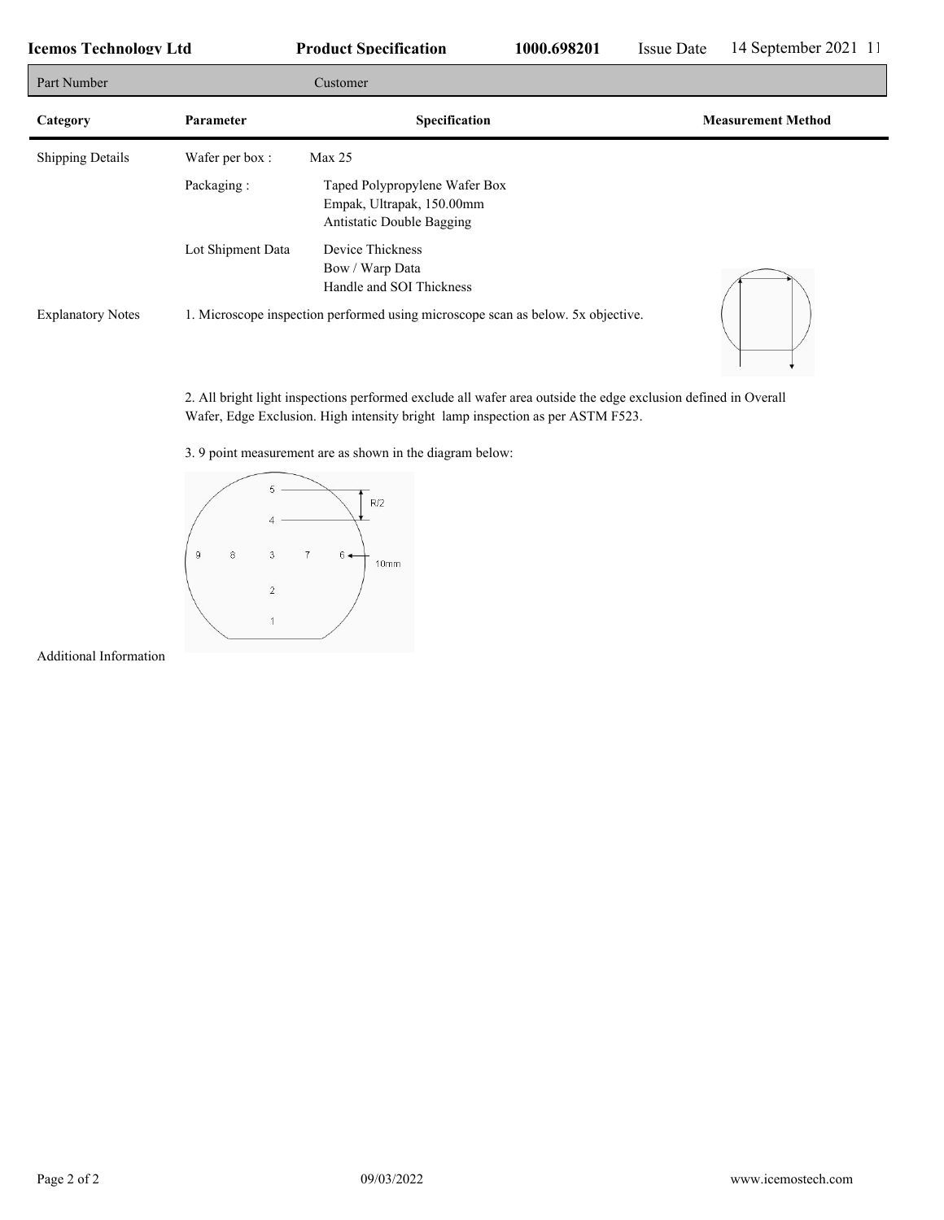| Part Number | | Customer | |
|---|---|---|---|
| **Category** | **Parameter** | **Specification** | **Measurement Method** |
| Shipping Details | Wafer per box : | Max 25 | |
| | Packaging : | Taped Polypropylene Wafer Box<br>Empak, Ultrapak, 150.00mm<br>Antistatic Double Bagging | |
| | Lot Shipment Data | Device Thickness<br>Bow / Warp Data<br>Handle and SOI Thickness | |
| Explanatory Notes | 1. Microscope inspection performed using microscope scan as below. 5x objective. | | |

2. All bright light inspections performed exclude all wafer area outside the edge exclusion defined in Overall Wafer, Edge Exclusion. High intensity bright lamp inspection as per ASTM F523.

3. 9 point measurement are as shown in the diagram below:

5
R/2
4
9 8 3 7 6
10mm
2
1

Additional Information